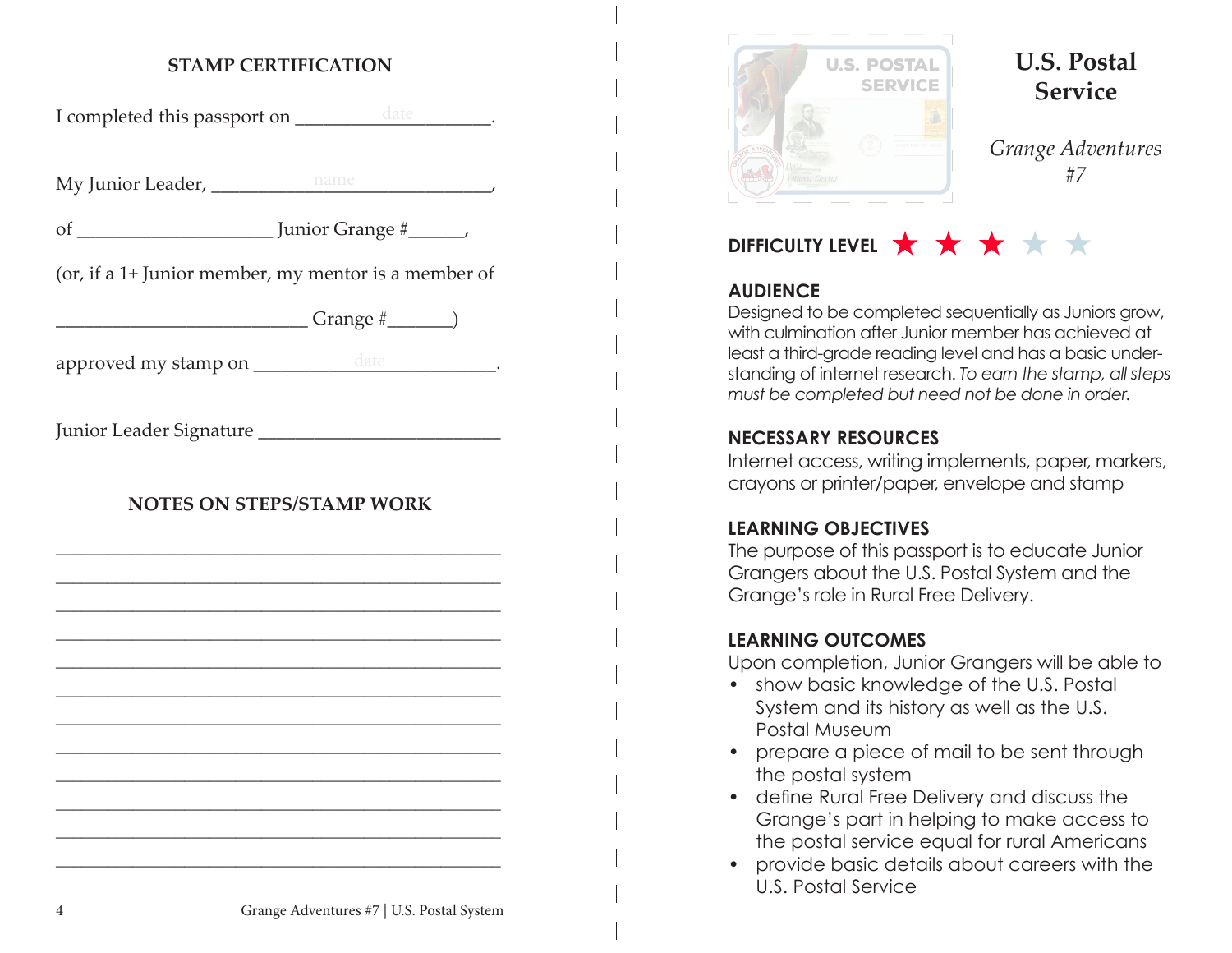## STAMP CERTIFICATION

I completed this passport on ___________date___________.

My Junior Leader, _______________name_______________,

of ____________________ Junior Grange #______,

(or, if a 1+ Junior member, my mentor is a member of

__________________________ Grange #_______)

approved my stamp on ____________date____________.

Junior Leader Signature __________________________

## NOTES ON STEPS/STAMP WORK

______________________________________________

______________________________________________

______________________________________________

______________________________________________

______________________________________________

______________________________________________

______________________________________________

______________________________________________

______________________________________________

______________________________________________

______________________________________________

______________________________________________

# U.S. Postal Service

*Grange Adventures #7*

**DIFFICULTY LEVEL** ★★★☆☆

### AUDIENCE

Designed to be completed sequentially as Juniors grow, with culmination after Junior member has achieved at least a third-grade reading level and has a basic understanding of internet research. *To earn the stamp, all steps must be completed but need not be done in order.*

### NECESSARY RESOURCES

Internet access, writing implements, paper, markers, crayons or printer/paper, envelope and stamp

### LEARNING OBJECTIVES

The purpose of this passport is to educate Junior Grangers about the U.S. Postal System and the Grange's role in Rural Free Delivery.

### LEARNING OUTCOMES

Upon completion, Junior Grangers will be able to

- show basic knowledge of the U.S. Postal System and its history as well as the U.S. Postal Museum
- prepare a piece of mail to be sent through the postal system
- define Rural Free Delivery and discuss the Grange's part in helping to make access to the postal service equal for rural Americans
- provide basic details about careers with the U.S. Postal Service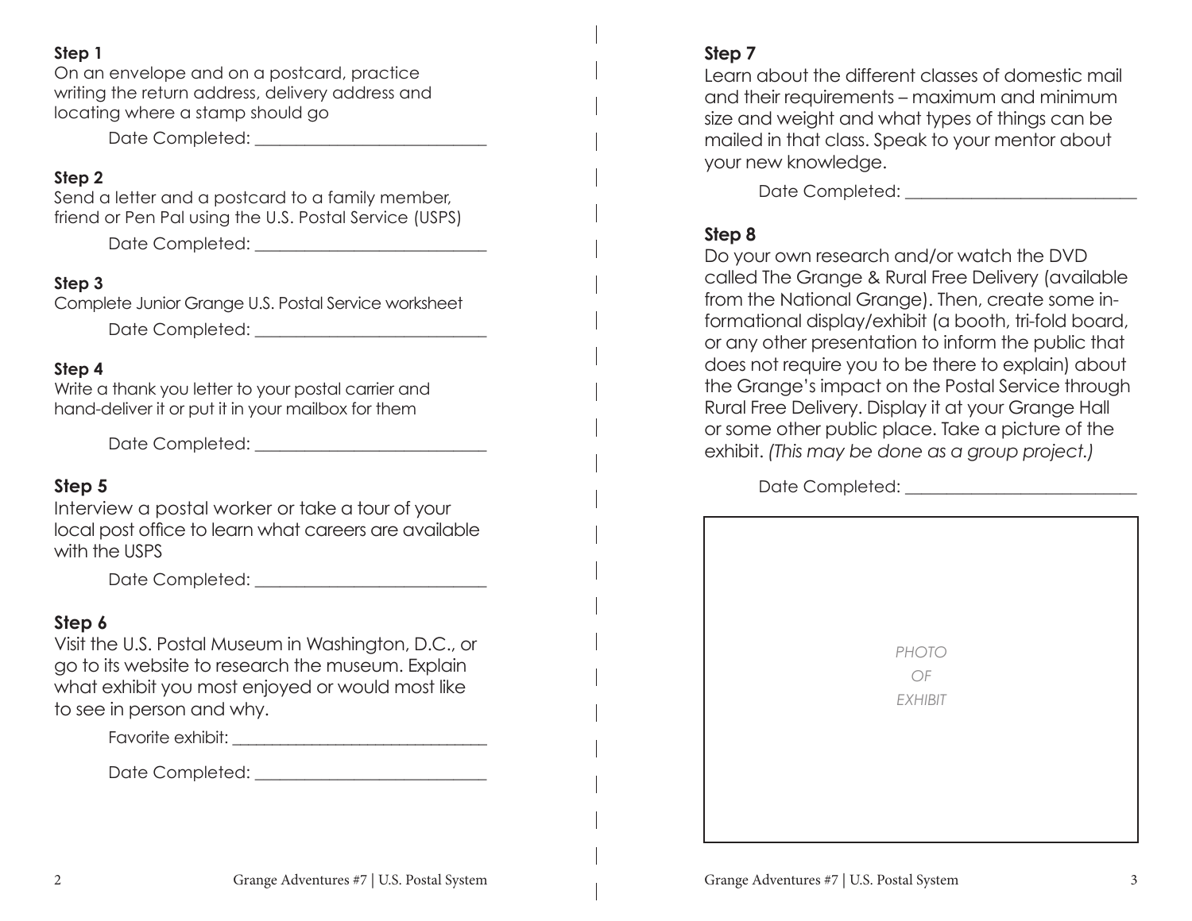**Step 1**

On an envelope and on a postcard, practice writing the return address, delivery address and locating where a stamp should go

Date Completed: ___________________________

**Step 2**

Send a letter and a postcard to a family member, friend or Pen Pal using the U.S. Postal Service (USPS)

Date Completed: ___________________________

**Step 3**

Complete Junior Grange U.S. Postal Service worksheet

Date Completed: ___________________________

**Step 4**

Write a thank you letter to your postal carrier and hand-deliver it or put it in your mailbox for them

Date Completed: ___________________________

**Step 5**

Interview a postal worker or take a tour of your local post office to learn what careers are available with the USPS

Date Completed: ___________________________

**Step 6**

Visit the U.S. Postal Museum in Washington, D.C., or go to its website to research the museum. Explain what exhibit you most enjoyed or would most like to see in person and why.

Favorite exhibit: ______________________________

Date Completed: ___________________________

**Step 7**

Learn about the different classes of domestic mail and their requirements – maximum and minimum size and weight and what types of things can be mailed in that class. Speak to your mentor about your new knowledge.

Date Completed: ___________________________

**Step 8**

Do your own research and/or watch the DVD called The Grange & Rural Free Delivery (available from the National Grange). Then, create some informational display/exhibit (a booth, tri-fold board, or any other presentation to inform the public that does not require you to be there to explain) about the Grange's impact on the Postal Service through Rural Free Delivery. Display it at your Grange Hall or some other public place. Take a picture of the exhibit. *(This may be done as a group project.)*

Date Completed: ___________________________

*PHOTO OF EXHIBIT*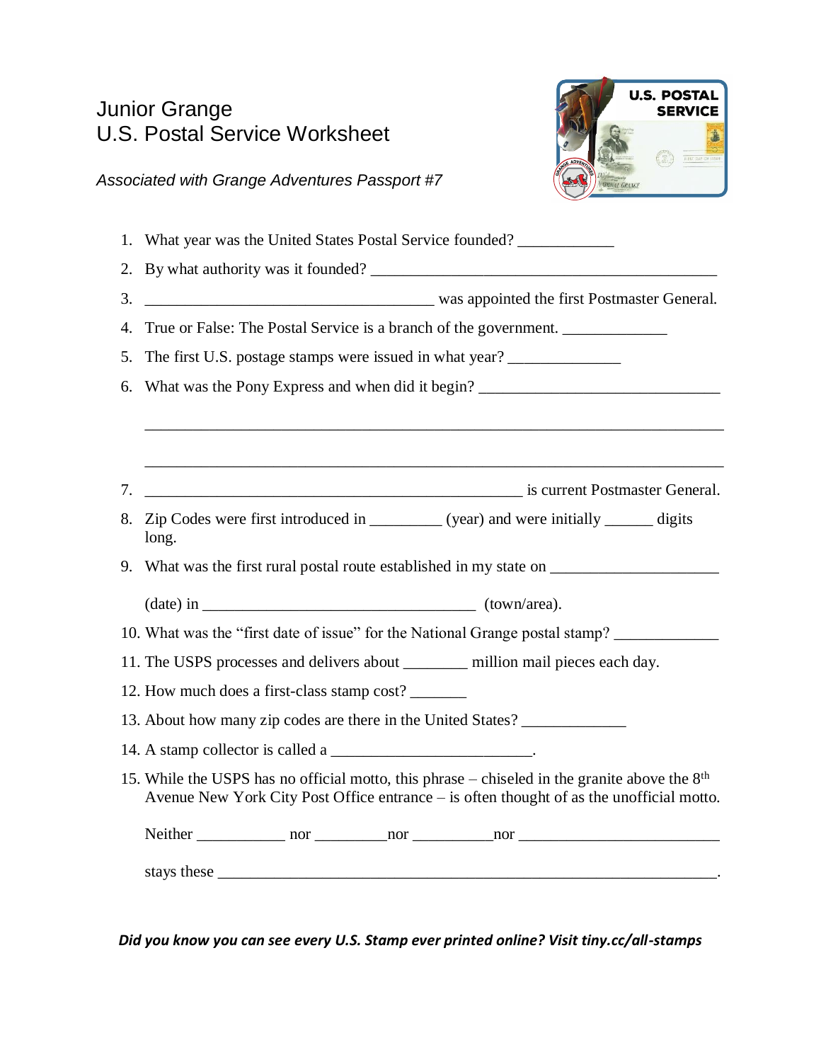# Junior Grange
# U.S. Postal Service Worksheet

*Associated with Grange Adventures Passport #7*

1. What year was the United States Postal Service founded? ____________
2. By what authority was it founded? ____________________________________________
3. ____________________________________ was appointed the first Postmaster General.
4. True or False: The Postal Service is a branch of the government. _____________
5. The first U.S. postage stamps were issued in what year? ______________
6. What was the Pony Express and when did it begin? ______________________________

   _________________________________________________________________________

   _________________________________________________________________________
7. _______________________________________________ is current Postmaster General.
8. Zip Codes were first introduced in _________ (year) and were initially ______ digits long.
9. What was the first rural postal route established in my state on ____________________

   (date) in __________________________________ (town/area).
10. What was the "first date of issue" for the National Grange postal stamp? _____________
11. The USPS processes and delivers about ________ million mail pieces each day.
12. How much does a first-class stamp cost? _______
13. About how many zip codes are there in the United States? _____________
14. A stamp collector is called a ________________________.
15. While the USPS has no official motto, this phrase – chiseled in the granite above the 8th Avenue New York City Post Office entrance – is often thought of as the unofficial motto.

    Neither ___________ nor _________nor __________nor _________________________

    stays these _____________________________________________________________.

***Did you know you can see every U.S. Stamp ever printed online? Visit tiny.cc/all-stamps***